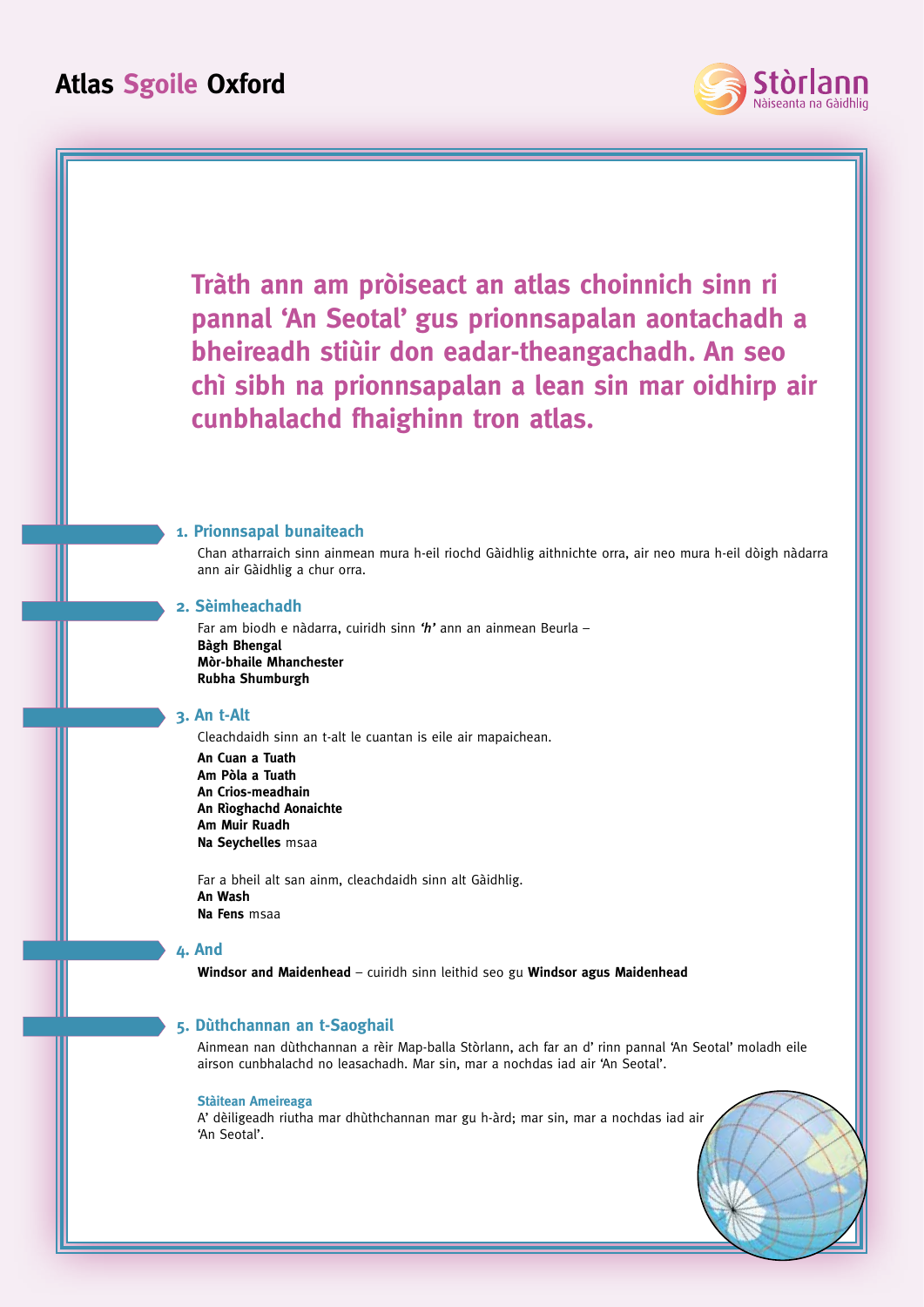# Atlas Sgoile Oxford

Stòrlann
Nàiseanta na Gàidhlig

**Tràth ann am pròiseact an atlas choinnich sinn ri pannal 'An Seotal' gus prionnsapalan aontachadh a bheireadh stiùir don eadar-theangachadh. An seo chì sibh na prionnsapalan a lean sin mar oidhirp air cunbhalachd fhaighinn tron atlas.**

## 1. Prionnsapal bunaiteach

Chan atharraich sinn ainmean mura h-eil riochd Gàidhlig aithnichte orra, air neo mura h-eil dòigh nàdarra ann air Gàidhlig a chur orra.

## 2. Sèimheachadh

Far am biodh e nàdarra, cuiridh sinn ***'h'*** ann an ainmean Beurla –
**Bàgh Bhengal**
**Mòr-bhaile Mhanchester**
**Rubha Shumburgh**

## 3. An t-Alt

Cleachdaidh sinn an t-alt le cuantan is eile air mapaichean.

**An Cuan a Tuath**
**Am Pòla a Tuath**
**An Crios-meadhain**
**An Rìoghachd Aonaichte**
**Am Muir Ruadh**
**Na Seychelles** msaa

Far a bheil alt san ainm, cleachdaidh sinn alt Gàidhlig.
**An Wash**
**Na Fens** msaa

## 4. And

**Windsor and Maidenhead** – cuiridh sinn leithid seo gu **Windsor agus Maidenhead**

## 5. Dùthchannan an t-Saoghail

Ainmean nan dùthchannan a rèir Map-balla Stòrlann, ach far an d' rinn pannal 'An Seotal' moladh eile airson cunbhalachd no leasachadh. Mar sin, mar a nochdas iad air 'An Seotal'.

### Stàitean Ameireaga

A' dèiligeadh riutha mar dhùthchannan mar gu h-àrd; mar sin, mar a nochdas iad air 'An Seotal'.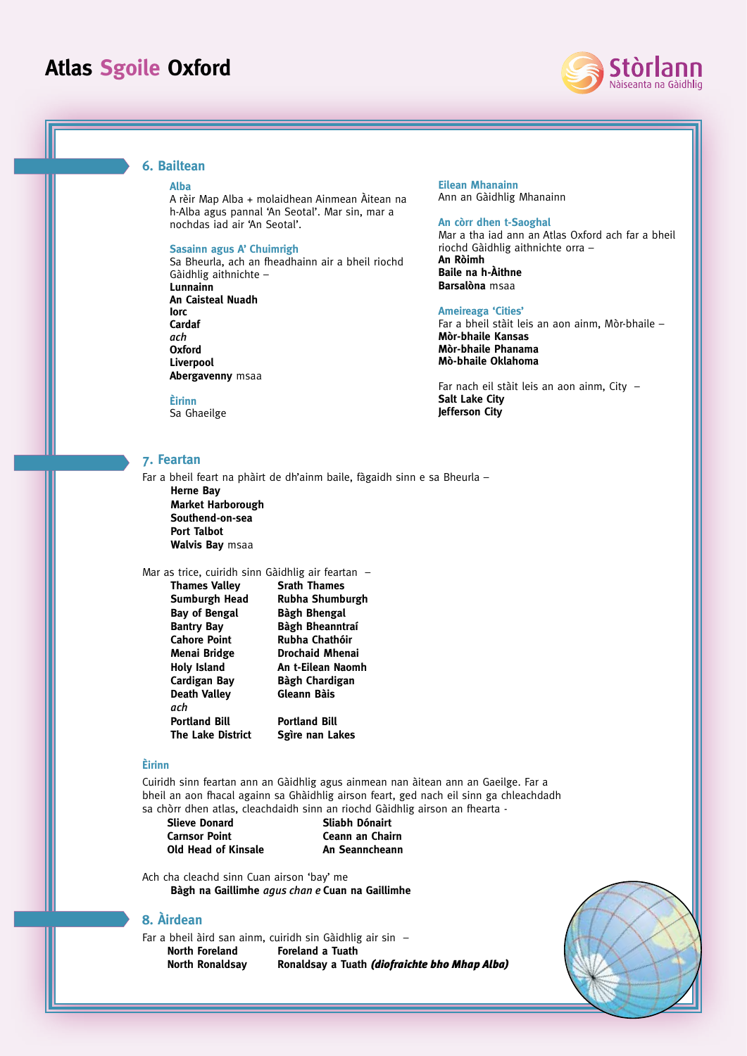# Atlas Sgoile Oxford

Stòrlann Nàiseanta na Gàidhlig

## 6. Bailtean

### Alba

A rèir Map Alba + molaidhean Ainmean Àitean na h-Alba agus pannal 'An Seotal'. Mar sin, mar a nochdas iad air 'An Seotal'.

### Sasainn agus A' Chuimrigh

Sa Bheurla, ach an fheadhainn air a bheil riochd Gàidhlig aithnichte –

**Lunnainn**
**An Caisteal Nuadh**
**Iorc**
**Cardaf**
*ach*
**Oxford**
**Liverpool**
**Abergavenny** msaa

### Èirinn

Sa Ghaeilge

### Eilean Mhanainn

Ann an Gàidhlig Mhanainn

### An còrr dhen t-Saoghal

Mar a tha iad ann an Atlas Oxford ach far a bheil riochd Gàidhlig aithnichte orra –

**An Ròimh**
**Baile na h-Àithne**
**Barsalòna** msaa

### Ameireaga 'Cities'

Far a bheil stàit leis an aon ainm, Mòr-bhaile –

**Mòr-bhaile Kansas**
**Mòr-bhaile Phanama**
**Mò-bhaile Oklahoma**

Far nach eil stàit leis an aon ainm, City –

**Salt Lake City**
**Jefferson City**

## 7. Feartan

Far a bheil feart na phàirt de dh'ainm baile, fàgaidh sinn e sa Bheurla –

**Herne Bay**
**Market Harborough**
**Southend-on-sea**
**Port Talbot**
**Walvis Bay** msaa

Mar as trice, cuiridh sinn Gàidhlig air feartan –

| | |
|---|---|
| **Thames Valley** | **Srath Thames** |
| **Sumburgh Head** | **Rubha Shumburgh** |
| **Bay of Bengal** | **Bàgh Bhengal** |
| **Bantry Bay** | **Bàgh Bheanntraí** |
| **Cahore Point** | **Rubha Chathóir** |
| **Menai Bridge** | **Drochaid Mhenai** |
| **Holy Island** | **An t-Eilean Naomh** |
| **Cardigan Bay** | **Bàgh Chardigan** |
| **Death Valley** | **Gleann Bàis** |
| *ach* | |
| **Portland Bill** | **Portland Bill** |
| **The Lake District** | **Sgìre nan Lakes** |

### Èirinn

Cuiridh sinn feartan ann an Gàidhlig agus ainmean nan àitean ann an Gaeilge. Far a bheil an aon fhacal againn sa Ghàidhlig airson feart, ged nach eil sinn ga chleachdadh sa chòrr dhen atlas, cleachdaidh sinn an riochd Gàidhlig airson an fhearta -

| | |
|---|---|
| **Slieve Donard** | **Sliabh Dónairt** |
| **Carnsor Point** | **Ceann an Chairn** |
| **Old Head of Kinsale** | **An Seanncheann** |

Ach cha chleachd sinn Cuan airson 'bay' me

**Bàgh na Gaillimhe** *agus chan e* **Cuan na Gaillimhe**

## 8. Àirdean

Far a bheil àird san ainm, cuiridh sin Gàidhlig air sin –

| | |
|---|---|
| **North Foreland** | **Foreland a Tuath** |
| **North Ronaldsay** | **Ronaldsay a Tuath** ***(diofraichte bho Mhap Alba)*** |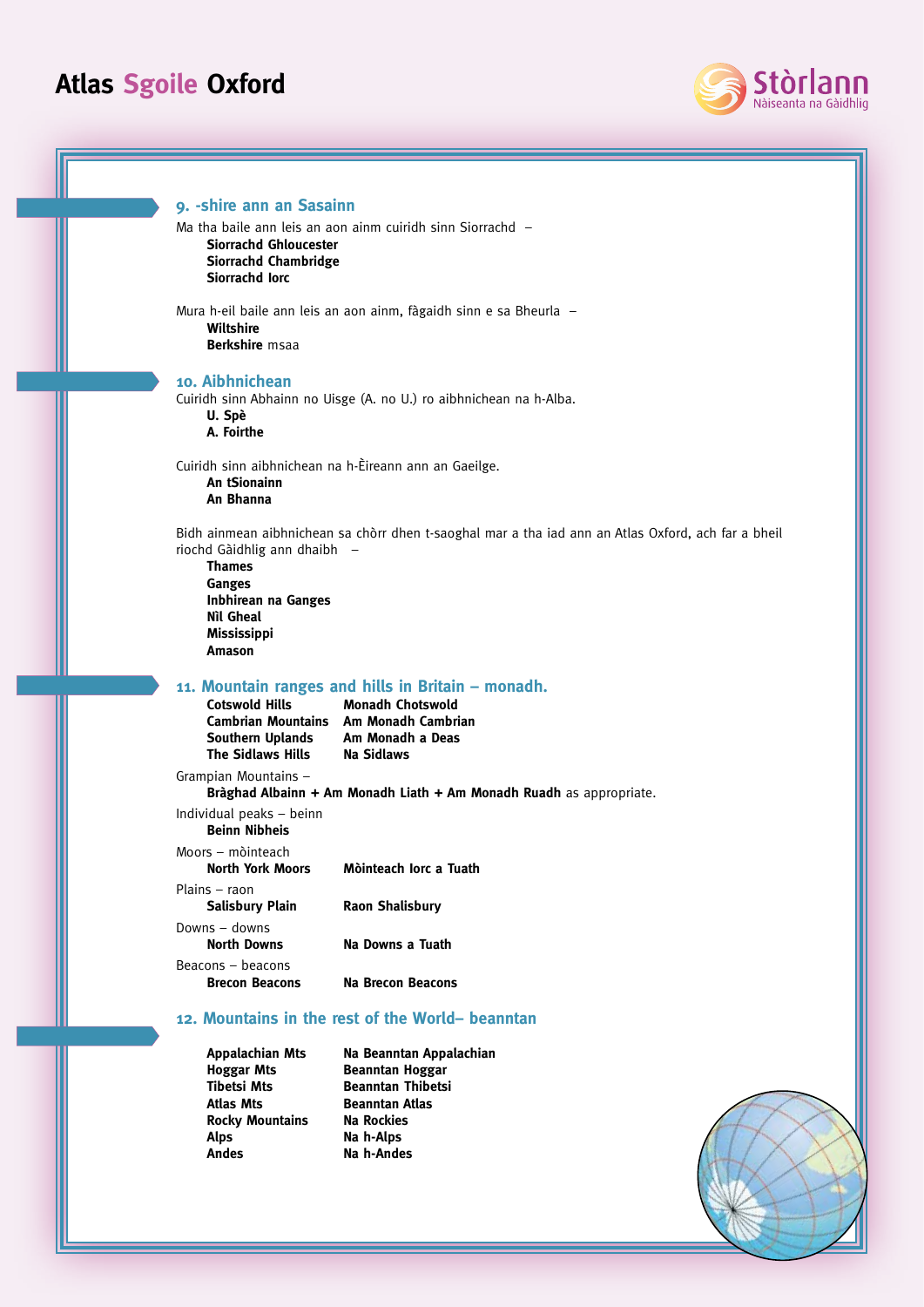## 9. -shire ann an Sasainn

Ma tha baile ann leis an aon ainm cuiridh sinn Siorrachd –

**Siorrachd Ghloucester**
**Siorrachd Chambridge**
**Siorrachd Iorc**

Mura h-eil baile ann leis an aon ainm, fàgaidh sinn e sa Bheurla –

**Wiltshire**
**Berkshire** msaa

## 10. Aibhnichean

Cuiridh sinn Abhainn no Uisge (A. no U.) ro aibhnichean na h-Alba.

**U. Spè**
**A. Foirthe**

Cuiridh sinn aibhnichean na h-Èireann ann an Gaeilge.

**An tSionainn**
**An Bhanna**

Bidh ainmean aibhnichean sa chòrr dhen t-saoghal mar a tha iad ann an Atlas Oxford, ach far a bheil riochd Gàidhlig ann dhaibh –

**Thames**
**Ganges**
**Inbhirean na Ganges**
**Nìl Gheal**
**Mississippi**
**Amason**

## 11. Mountain ranges and hills in Britain – monadh.

| | |
|---|---|
| **Cotswold Hills** | **Monadh Chotswold** |
| **Cambrian Mountains** | **Am Monadh Cambrian** |
| **Southern Uplands** | **Am Monadh a Deas** |
| **The Sidlaws Hills** | **Na Sidlaws** |

Grampian Mountains –
**Bràghad Albainn + Am Monadh Liath + Am Monadh Ruadh** as appropriate.

Individual peaks – beinn
**Beinn Nibheis**

Moors – mòinteach

| | |
|---|---|
| **North York Moors** | **Mòinteach Iorc a Tuath** |

Plains – raon

| | |
|---|---|
| **Salisbury Plain** | **Raon Shalisbury** |

Downs – downs

| | |
|---|---|
| **North Downs** | **Na Downs a Tuath** |

Beacons – beacons

| | |
|---|---|
| **Brecon Beacons** | **Na Brecon Beacons** |

## 12. Mountains in the rest of the World– beanntan

| | |
|---|---|
| **Appalachian Mts** | **Na Beanntan Appalachian** |
| **Hoggar Mts** | **Beanntan Hoggar** |
| **Tibetsi Mts** | **Beanntan Thibetsi** |
| **Atlas Mts** | **Beanntan Atlas** |
| **Rocky Mountains** | **Na Rockies** |
| **Alps** | **Na h-Alps** |
| **Andes** | **Na h-Andes** |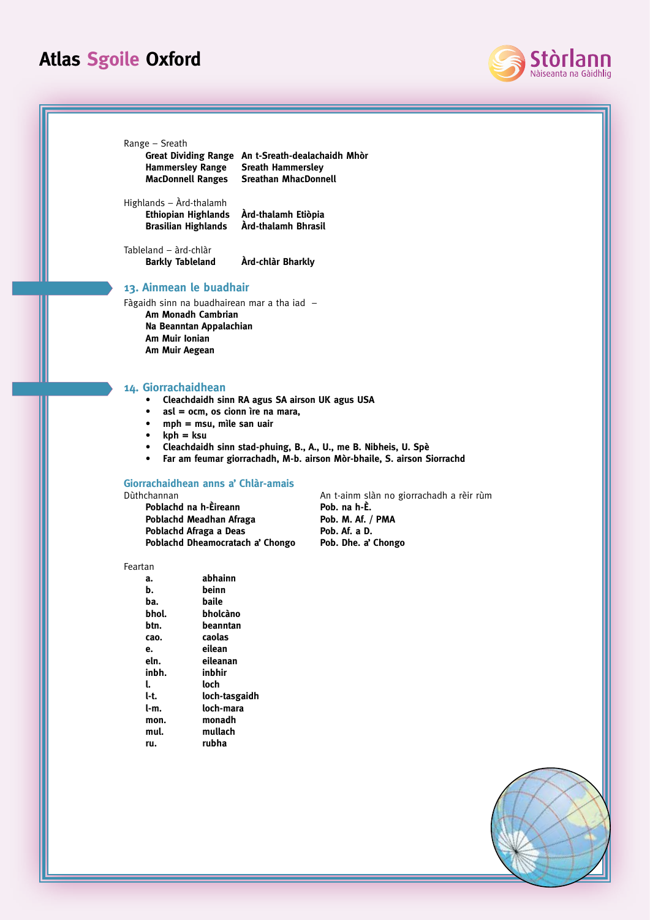Range – Sreath

| | |
|---|---|
| **Great Dividing Range** | **An t-Sreath-dealachaidh Mhòr** |
| **Hammersley Range** | **Sreath Hammersley** |
| **MacDonnell Ranges** | **Sreathan MhacDonnell** |

Highlands – Àrd-thalamh

| | |
|---|---|
| **Ethiopian Highlands** | **Àrd-thalamh Etiòpia** |
| **Brasilian Highlands** | **Àrd-thalamh Bhrasil** |

Tableland – àrd-chlàr

| | |
|---|---|
| **Barkly Tableland** | **Àrd-chlàr Bharkly** |

## 13. Ainmean le buadhair

Fàgaidh sinn na buadhairean mar a tha iad –

**Am Monadh Cambrian**
**Na Beanntan Appalachian**
**Am Muir Ionian**
**Am Muir Aegean**

## 14. Giorrachaidhean

- **Cleachdaidh sinn RA agus SA airson UK agus USA**
- **asl = ocm, os cionn ìre na mara,**
- **mph = msu, mìle san uair**
- **kph = ksu**
- **Cleachdaidh sinn stad-phuing, B., A., U., me B. Nibheis, U. Spè**
- **Far am feumar giorrachadh, M-b. airson Mòr-bhaile, S. airson Siorrachd**

### Giorrachaidhean anns a' Chlàr-amais

| Dùthchannan | An t-ainm slàn no giorrachadh a rèir rùm |
|---|---|
| **Poblachd na h-Èireann** | **Pob. na h-È.** |
| **Poblachd Meadhan Afraga** | **Pob. M. Af. / PMA** |
| **Poblachd Afraga a Deas** | **Pob. Af. a D.** |
| **Poblachd Dheamocratach a' Chongo** | **Pob. Dhe. a' Chongo** |

Feartan

| | |
|---|---|
| **a.** | **abhainn** |
| **b.** | **beinn** |
| **ba.** | **baile** |
| **bhol.** | **bholcàno** |
| **btn.** | **beanntan** |
| **cao.** | **caolas** |
| **e.** | **eilean** |
| **eln.** | **eileanan** |
| **inbh.** | **inbhir** |
| **l.** | **loch** |
| **l-t.** | **loch-tasgaidh** |
| **l-m.** | **loch-mara** |
| **mon.** | **monadh** |
| **mul.** | **mullach** |
| **ru.** | **rubha** |